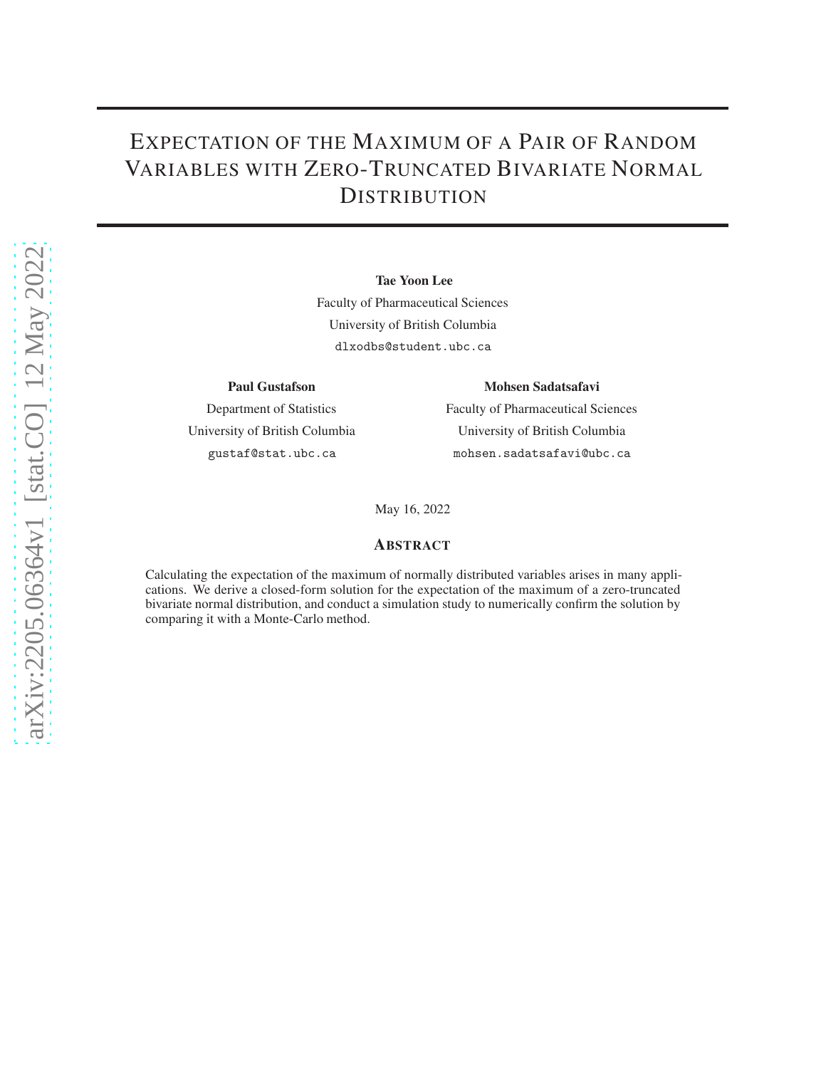# Expectation of the Maximum of a Pair of Random Variables with Zero-Truncated Bivariate Normal Distribution

**Tae Yoon Lee**
Faculty of Pharmaceutical Sciences
University of British Columbia
dlxodbs@student.ubc.ca

**Paul Gustafson**
Department of Statistics
University of British Columbia
gustaf@stat.ubc.ca

**Mohsen Sadatsafavi**
Faculty of Pharmaceutical Sciences
University of British Columbia
mohsen.sadatsafavi@ubc.ca

May 16, 2022

## Abstract

Calculating the expectation of the maximum of normally distributed variables arises in many applications. We derive a closed-form solution for the expectation of the maximum of a zero-truncated bivariate normal distribution, and conduct a simulation study to numerically confirm the solution by comparing it with a Monte-Carlo method.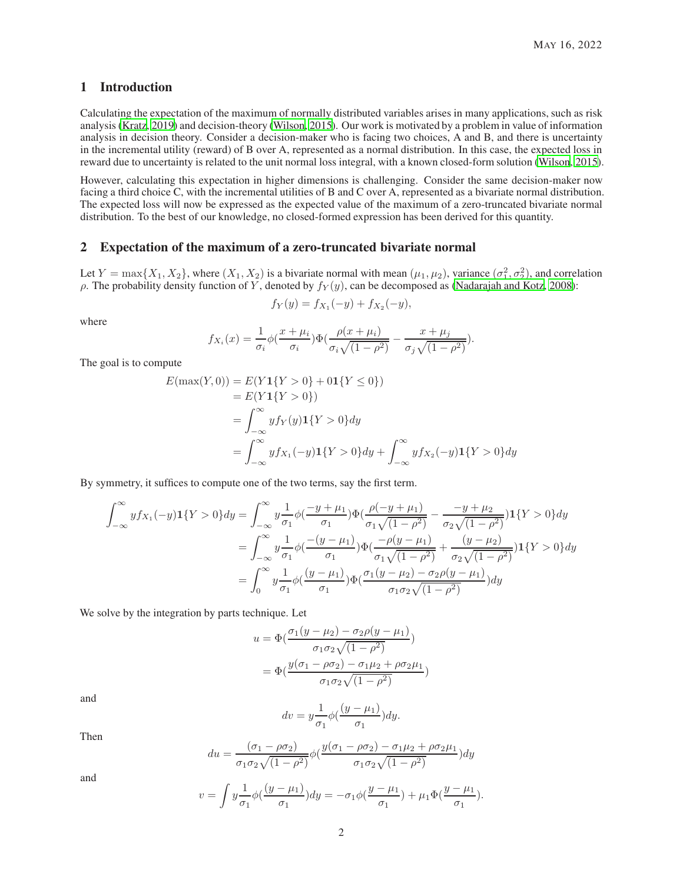## 1 Introduction

Calculating the expectation of the maximum of normally distributed variables arises in many applications, such as risk analysis (Kratz, 2019) and decision-theory (Wilson, 2015). Our work is motivated by a problem in value of information analysis in decision theory. Consider a decision-maker who is facing two choices, A and B, and there is uncertainty in the incremental utility (reward) of B over A, represented as a normal distribution. In this case, the expected loss in reward due to uncertainty is related to the unit normal loss integral, with a known closed-form solution (Wilson, 2015).

However, calculating this expectation in higher dimensions is challenging. Consider the same decision-maker now facing a third choice C, with the incremental utilities of B and C over A, represented as a bivariate normal distribution. The expected loss will now be expressed as the expected value of the maximum of a zero-truncated bivariate normal distribution. To the best of our knowledge, no closed-formed expression has been derived for this quantity.

## 2 Expectation of the maximum of a zero-truncated bivariate normal

Let $Y = \max\{X_1, X_2\}$, where $(X_1, X_2)$ is a bivariate normal with mean $(\mu_1, \mu_2)$, variance $(\sigma_1^2, \sigma_2^2)$, and correlation $\rho$. The probability density function of $Y$, denoted by $f_Y(y)$, can be decomposed as (Nadarajah and Kotz, 2008):

$$f_Y(y) = f_{X_1}(-y) + f_{X_2}(-y),$$

where

$$f_{X_i}(x) = \frac{1}{\sigma_i}\phi(\frac{x+\mu_i}{\sigma_i})\Phi(\frac{\rho(x+\mu_i)}{\sigma_i\sqrt{(1-\rho^2)}} - \frac{x+\mu_j}{\sigma_j\sqrt{(1-\rho^2)}}).$$

The goal is to compute

$$\begin{aligned}
E(\max(Y,0)) &= E(Y\mathbf{1}\{Y>0\} + 0\mathbf{1}\{Y \le 0\}) \\
&= E(Y\mathbf{1}\{Y>0\}) \\
&= \int_{-\infty}^{\infty} y f_Y(y)\mathbf{1}\{Y>0\}dy \\
&= \int_{-\infty}^{\infty} y f_{X_1}(-y)\mathbf{1}\{Y>0\}dy + \int_{-\infty}^{\infty} y f_{X_2}(-y)\mathbf{1}\{Y>0\}dy
\end{aligned}$$

By symmetry, it suffices to compute one of the two terms, say the first term.

$$\begin{aligned}
\int_{-\infty}^{\infty} y f_{X_1}(-y)\mathbf{1}\{Y>0\}dy &= \int_{-\infty}^{\infty} y\frac{1}{\sigma_1}\phi(\frac{-y+\mu_1}{\sigma_1})\Phi(\frac{\rho(-y+\mu_1)}{\sigma_1\sqrt{(1-\rho^2)}} - \frac{-y+\mu_2}{\sigma_2\sqrt{(1-\rho^2)}})\mathbf{1}\{Y>0\}dy \\
&= \int_{-\infty}^{\infty} y\frac{1}{\sigma_1}\phi(\frac{-(y-\mu_1)}{\sigma_1})\Phi(\frac{-\rho(y-\mu_1)}{\sigma_1\sqrt{(1-\rho^2)}} + \frac{(y-\mu_2)}{\sigma_2\sqrt{(1-\rho^2)}})\mathbf{1}\{Y>0\}dy \\
&= \int_{0}^{\infty} y\frac{1}{\sigma_1}\phi(\frac{(y-\mu_1)}{\sigma_1})\Phi(\frac{\sigma_1(y-\mu_2) - \sigma_2\rho(y-\mu_1)}{\sigma_1\sigma_2\sqrt{(1-\rho^2)}})dy
\end{aligned}$$

We solve by the integration by parts technique. Let

$$\begin{aligned}
u &= \Phi(\frac{\sigma_1(y-\mu_2) - \sigma_2\rho(y-\mu_1)}{\sigma_1\sigma_2\sqrt{(1-\rho^2)}}) \\
&= \Phi(\frac{y(\sigma_1 - \rho\sigma_2) - \sigma_1\mu_2 + \rho\sigma_2\mu_1}{\sigma_1\sigma_2\sqrt{(1-\rho^2)}})
\end{aligned}$$

and

$$dv = y\frac{1}{\sigma_1}\phi(\frac{(y-\mu_1)}{\sigma_1})dy.$$

Then

$$du = \frac{(\sigma_1 - \rho\sigma_2)}{\sigma_1\sigma_2\sqrt{(1-\rho^2)}}\phi(\frac{y(\sigma_1 - \rho\sigma_2) - \sigma_1\mu_2 + \rho\sigma_2\mu_1}{\sigma_1\sigma_2\sqrt{(1-\rho^2)}})dy$$

and

$$v = \int y\frac{1}{\sigma_1}\phi(\frac{(y-\mu_1)}{\sigma_1})dy = -\sigma_1\phi(\frac{y-\mu_1}{\sigma_1}) + \mu_1\Phi(\frac{y-\mu_1}{\sigma_1}).$$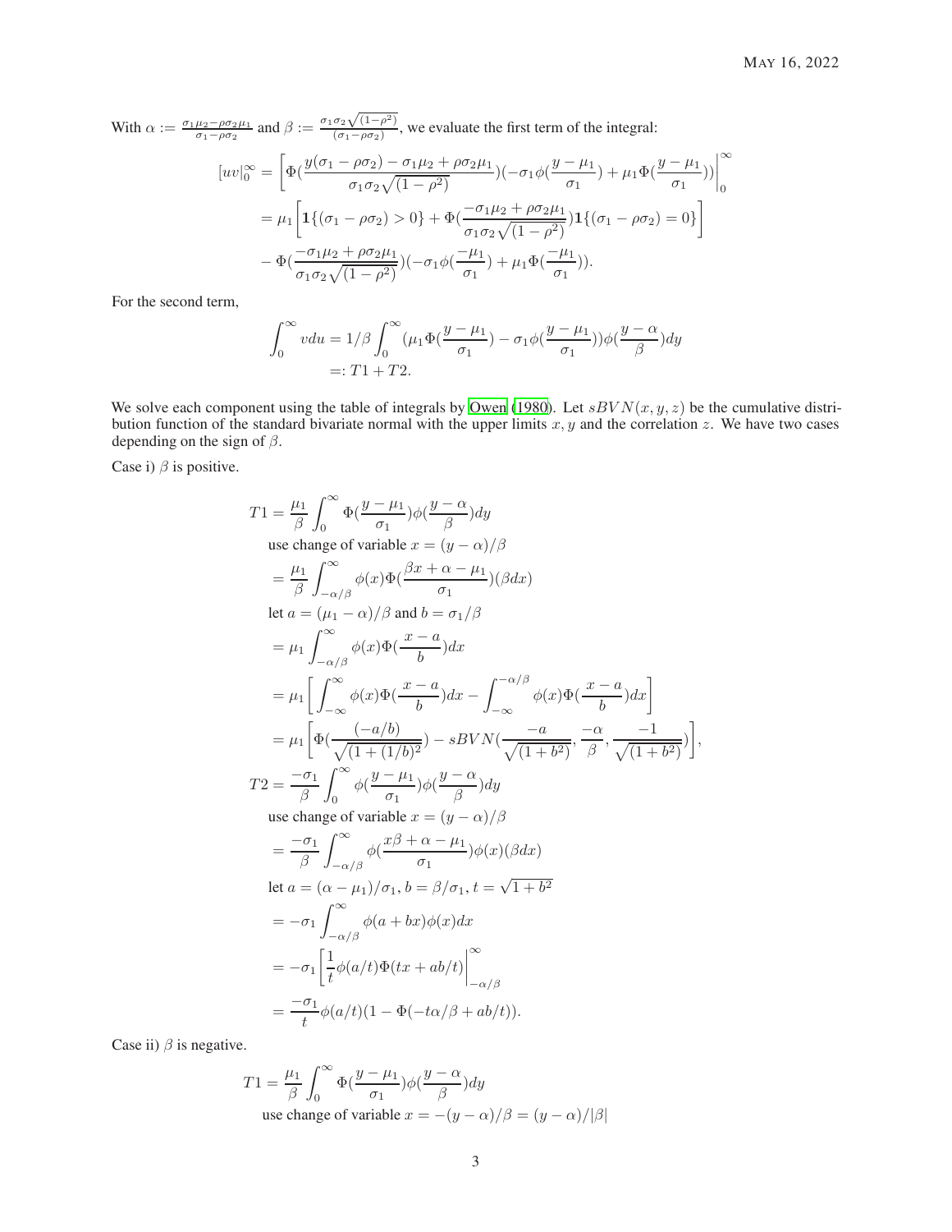With $\alpha := \frac{\sigma_1\mu_2 - \rho\sigma_2\mu_1}{\sigma_1 - \rho\sigma_2}$ and $\beta := \frac{\sigma_1\sigma_2\sqrt{(1-\rho^2)}}{(\sigma_1 - \rho\sigma_2)}$, we evaluate the first term of the integral:

$$
\begin{aligned}
[uv|_0^\infty &= \left[\Phi(\frac{y(\sigma_1 - \rho\sigma_2) - \sigma_1\mu_2 + \rho\sigma_2\mu_1}{\sigma_1\sigma_2\sqrt{(1-\rho^2)}})(-\sigma_1\phi(\frac{y-\mu_1}{\sigma_1}) + \mu_1\Phi(\frac{y-\mu_1}{\sigma_1}))\right|_0^\infty \\
&= \mu_1\left[\mathbf{1}\{(\sigma_1 - \rho\sigma_2) > 0\} + \Phi(\frac{-\sigma_1\mu_2 + \rho\sigma_2\mu_1}{\sigma_1\sigma_2\sqrt{(1-\rho^2)}})\mathbf{1}\{(\sigma_1 - \rho\sigma_2) = 0\}\right] \\
&\quad - \Phi(\frac{-\sigma_1\mu_2 + \rho\sigma_2\mu_1}{\sigma_1\sigma_2\sqrt{(1-\rho^2)}})(-\sigma_1\phi(\frac{-\mu_1}{\sigma_1}) + \mu_1\Phi(\frac{-\mu_1}{\sigma_1})).
\end{aligned}
$$

For the second term,

$$
\begin{aligned}
\int_0^\infty v du &= 1/\beta\int_0^\infty(\mu_1\Phi(\frac{y-\mu_1}{\sigma_1}) - \sigma_1\phi(\frac{y-\mu_1}{\sigma_1}))\phi(\frac{y-\alpha}{\beta})dy \\
&=: T1 + T2.
\end{aligned}
$$

We solve each component using the table of integrals by Owen (1980). Let $sBVN(x, y, z)$ be the cumulative distribution function of the standard bivariate normal with the upper limits $x, y$ and the correlation $z$. We have two cases depending on the sign of $\beta$.

Case i) $\beta$ is positive.

$$
\begin{aligned}
T1 &= \frac{\mu_1}{\beta}\int_0^\infty\Phi(\frac{y-\mu_1}{\sigma_1})\phi(\frac{y-\alpha}{\beta})dy \\
&\quad \text{use change of variable } x = (y-\alpha)/\beta \\
&= \frac{\mu_1}{\beta}\int_{-\alpha/\beta}^\infty\phi(x)\Phi(\frac{\beta x + \alpha - \mu_1}{\sigma_1})(\beta dx) \\
&\quad \text{let } a = (\mu_1 - \alpha)/\beta \text{ and } b = \sigma_1/\beta \\
&= \mu_1\int_{-\alpha/\beta}^\infty\phi(x)\Phi(\frac{x-a}{b})dx \\
&= \mu_1\left[\int_{-\infty}^\infty\phi(x)\Phi(\frac{x-a}{b})dx - \int_{-\infty}^{-\alpha/\beta}\phi(x)\Phi(\frac{x-a}{b})dx\right] \\
&= \mu_1\left[\Phi(\frac{(-a/b)}{\sqrt{(1+(1/b)^2)}}) - sBVN(\frac{-a}{\sqrt{(1+b^2)}}, \frac{-\alpha}{\beta}, \frac{-1}{\sqrt{(1+b^2)}})\right], \\
T2 &= \frac{-\sigma_1}{\beta}\int_0^\infty\phi(\frac{y-\mu_1}{\sigma_1})\phi(\frac{y-\alpha}{\beta})dy \\
&\quad \text{use change of variable } x = (y-\alpha)/\beta \\
&= \frac{-\sigma_1}{\beta}\int_{-\alpha/\beta}^\infty\phi(\frac{x\beta + \alpha - \mu_1}{\sigma_1})\phi(x)(\beta dx) \\
&\quad \text{let } a = (\alpha - \mu_1)/\sigma_1, b = \beta/\sigma_1, t = \sqrt{1+b^2} \\
&= -\sigma_1\int_{-\alpha/\beta}^\infty\phi(a+bx)\phi(x)dx \\
&= -\sigma_1\left[\frac{1}{t}\phi(a/t)\Phi(tx + ab/t)\right|_{-\alpha/\beta}^\infty \\
&= \frac{-\sigma_1}{t}\phi(a/t)(1 - \Phi(-t\alpha/\beta + ab/t)).
\end{aligned}
$$

Case ii) $\beta$ is negative.

$$
\begin{aligned}
T1 &= \frac{\mu_1}{\beta}\int_0^\infty\Phi(\frac{y-\mu_1}{\sigma_1})\phi(\frac{y-\alpha}{\beta})dy \\
&\quad \text{use change of variable } x = -(y-\alpha)/\beta = (y-\alpha)/|\beta|
\end{aligned}
$$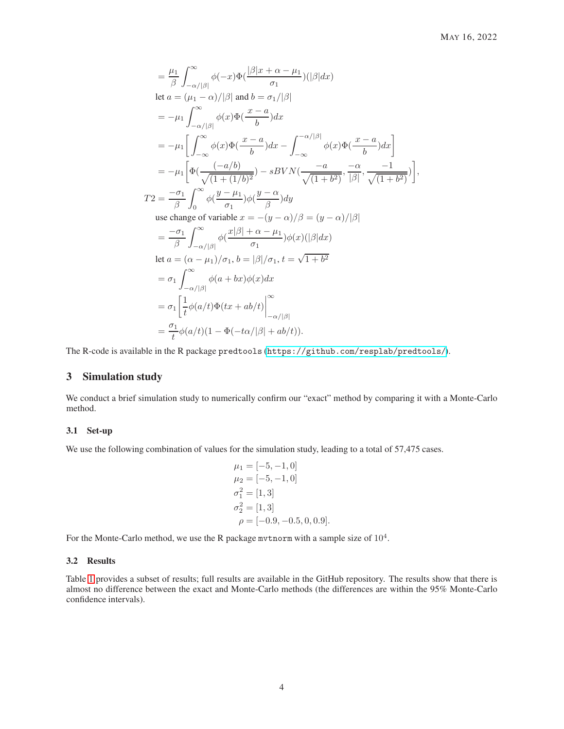$$= \frac{\mu_1}{\beta} \int_{-\alpha/|\beta|}^{\infty} \phi(-x)\Phi(\frac{|\beta|x + \alpha - \mu_1}{\sigma_1})(|\beta|dx)$$

let $a = (\mu_1 - \alpha)/|\beta|$ and $b = \sigma_1/|\beta|$

$$= -\mu_1 \int_{-\alpha/|\beta|}^{\infty} \phi(x)\Phi(\frac{x-a}{b})dx$$

$$= -\mu_1 \left[ \int_{-\infty}^{\infty} \phi(x)\Phi(\frac{x-a}{b})dx - \int_{-\infty}^{-\alpha/|\beta|} \phi(x)\Phi(\frac{x-a}{b})dx \right]$$

$$= -\mu_1 \left[ \Phi(\frac{(-a/b)}{\sqrt{(1+(1/b)^2}}) - sBVN(\frac{-a}{\sqrt{(1+b^2)}}, \frac{-\alpha}{|\beta|}, \frac{-1}{\sqrt{(1+b^2)}}) \right],$$

$$T2 = \frac{-\sigma_1}{\beta} \int_{0}^{\infty} \phi(\frac{y-\mu_1}{\sigma_1})\phi(\frac{y-\alpha}{\beta})dy$$

use change of variable $x = -(y-\alpha)/\beta = (y-\alpha)/|\beta|$

$$= \frac{-\sigma_1}{\beta} \int_{-\alpha/|\beta|}^{\infty} \phi(\frac{x|\beta| + \alpha - \mu_1}{\sigma_1})\phi(x)(|\beta|dx)$$

let $a = (\alpha - \mu_1)/\sigma_1$, $b = |\beta|/\sigma_1$, $t = \sqrt{1+b^2}$

$$= \sigma_1 \int_{-\alpha/|\beta|}^{\infty} \phi(a+bx)\phi(x)dx$$

$$= \sigma_1 \left[ \frac{1}{t}\phi(a/t)\Phi(tx + ab/t) \right|_{-\alpha/|\beta|}^{\infty}$$

$$= \frac{\sigma_1}{t}\phi(a/t)(1 - \Phi(-t\alpha/|\beta| + ab/t)).$$

The R-code is available in the R package `predtools` (https://github.com/resplab/predtools/).

## 3 Simulation study

We conduct a brief simulation study to numerically confirm our "exact" method by comparing it with a Monte-Carlo method.

### 3.1 Set-up

We use the following combination of values for the simulation study, leading to a total of 57,475 cases.

$$\mu_1 = [-5, -1, 0]$$
$$\mu_2 = [-5, -1, 0]$$
$$\sigma_1^2 = [1, 3]$$
$$\sigma_2^2 = [1, 3]$$
$$\rho = [-0.9, -0.5, 0, 0.9].$$

For the Monte-Carlo method, we use the R package `mvtnorm` with a sample size of $10^4$.

### 3.2 Results

Table 1 provides a subset of results; full results are available in the GitHub repository. The results show that there is almost no difference between the exact and Monte-Carlo methods (the differences are within the 95% Monte-Carlo confidence intervals).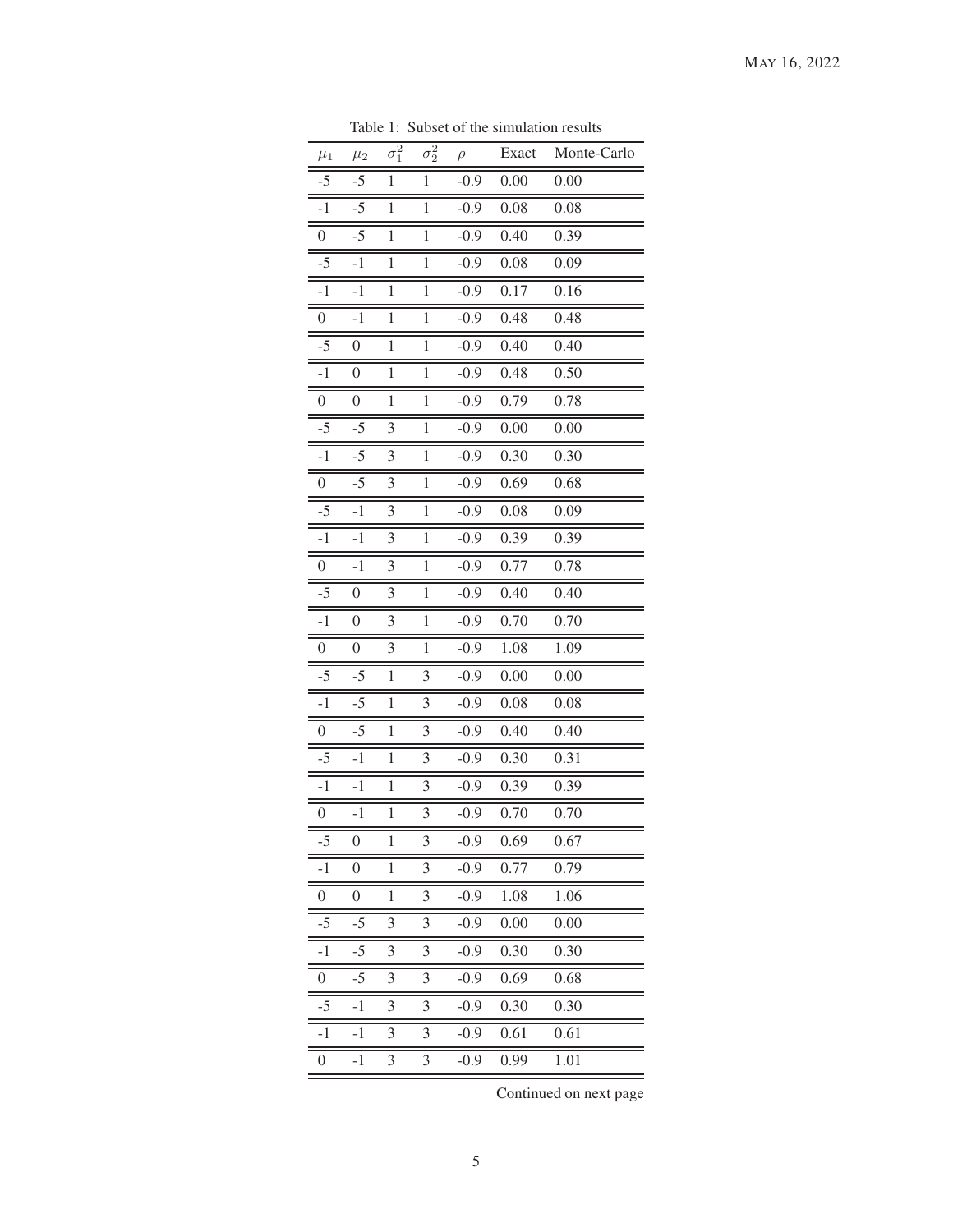Table 1: Subset of the simulation results

| $\mu_1$ | $\mu_2$ | $\sigma_1^2$ | $\sigma_2^2$ | $\rho$ | Exact | Monte-Carlo |
|---|---|---|---|---|---|---|
| -5 | -5 | 1 | 1 | -0.9 | 0.00 | 0.00 |
| -1 | -5 | 1 | 1 | -0.9 | 0.08 | 0.08 |
| 0 | -5 | 1 | 1 | -0.9 | 0.40 | 0.39 |
| -5 | -1 | 1 | 1 | -0.9 | 0.08 | 0.09 |
| -1 | -1 | 1 | 1 | -0.9 | 0.17 | 0.16 |
| 0 | -1 | 1 | 1 | -0.9 | 0.48 | 0.48 |
| -5 | 0 | 1 | 1 | -0.9 | 0.40 | 0.40 |
| -1 | 0 | 1 | 1 | -0.9 | 0.48 | 0.50 |
| 0 | 0 | 1 | 1 | -0.9 | 0.79 | 0.78 |
| -5 | -5 | 3 | 1 | -0.9 | 0.00 | 0.00 |
| -1 | -5 | 3 | 1 | -0.9 | 0.30 | 0.30 |
| 0 | -5 | 3 | 1 | -0.9 | 0.69 | 0.68 |
| -5 | -1 | 3 | 1 | -0.9 | 0.08 | 0.09 |
| -1 | -1 | 3 | 1 | -0.9 | 0.39 | 0.39 |
| 0 | -1 | 3 | 1 | -0.9 | 0.77 | 0.78 |
| -5 | 0 | 3 | 1 | -0.9 | 0.40 | 0.40 |
| -1 | 0 | 3 | 1 | -0.9 | 0.70 | 0.70 |
| 0 | 0 | 3 | 1 | -0.9 | 1.08 | 1.09 |
| -5 | -5 | 1 | 3 | -0.9 | 0.00 | 0.00 |
| -1 | -5 | 1 | 3 | -0.9 | 0.08 | 0.08 |
| 0 | -5 | 1 | 3 | -0.9 | 0.40 | 0.40 |
| -5 | -1 | 1 | 3 | -0.9 | 0.30 | 0.31 |
| -1 | -1 | 1 | 3 | -0.9 | 0.39 | 0.39 |
| 0 | -1 | 1 | 3 | -0.9 | 0.70 | 0.70 |
| -5 | 0 | 1 | 3 | -0.9 | 0.69 | 0.67 |
| -1 | 0 | 1 | 3 | -0.9 | 0.77 | 0.79 |
| 0 | 0 | 1 | 3 | -0.9 | 1.08 | 1.06 |
| -5 | -5 | 3 | 3 | -0.9 | 0.00 | 0.00 |
| -1 | -5 | 3 | 3 | -0.9 | 0.30 | 0.30 |
| 0 | -5 | 3 | 3 | -0.9 | 0.69 | 0.68 |
| -5 | -1 | 3 | 3 | -0.9 | 0.30 | 0.30 |
| -1 | -1 | 3 | 3 | -0.9 | 0.61 | 0.61 |
| 0 | -1 | 3 | 3 | -0.9 | 0.99 | 1.01 |

Continued on next page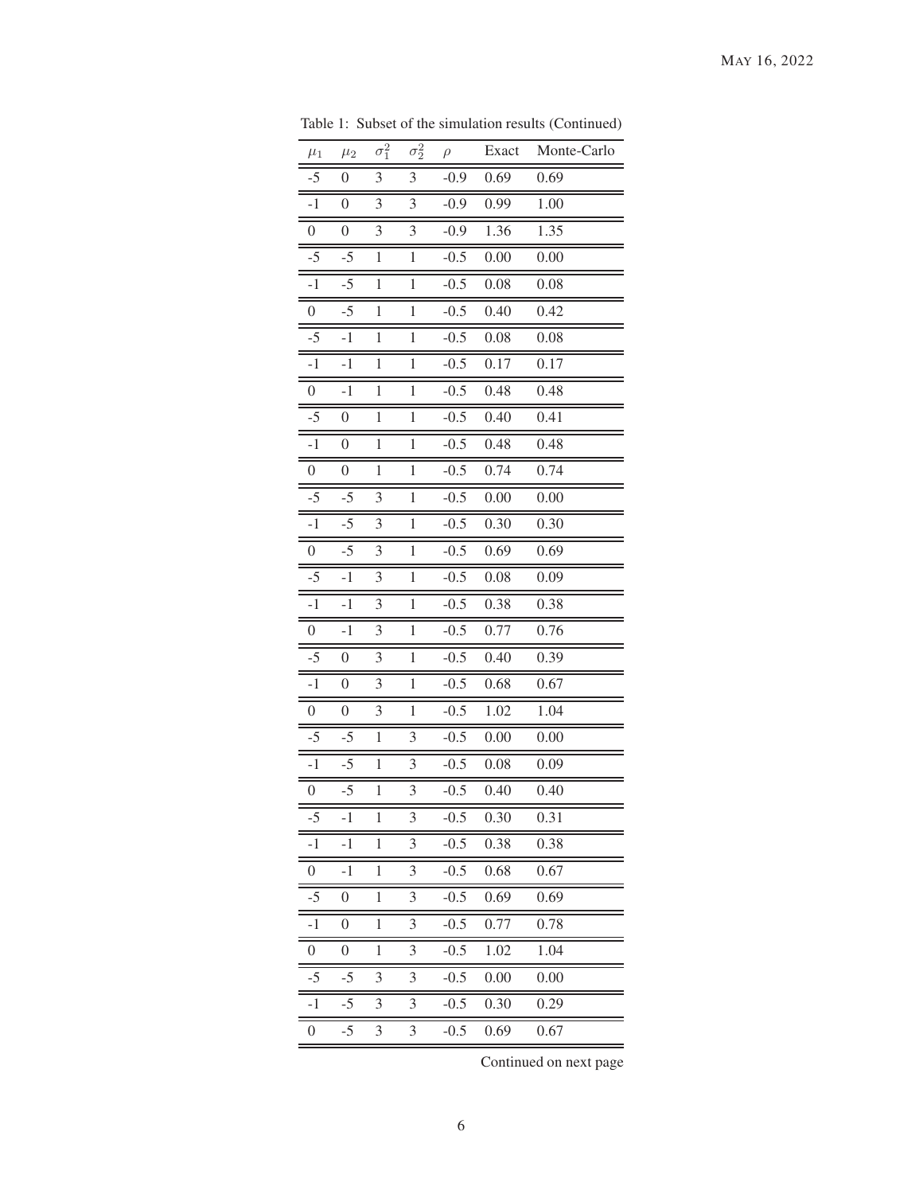Table 1: Subset of the simulation results (Continued)

| $\mu_1$ | $\mu_2$ | $\sigma_1^2$ | $\sigma_2^2$ | $\rho$ | Exact | Monte-Carlo |
|---|---|---|---|---|---|---|
| -5 | 0 | 3 | 3 | -0.9 | 0.69 | 0.69 |
| -1 | 0 | 3 | 3 | -0.9 | 0.99 | 1.00 |
| 0 | 0 | 3 | 3 | -0.9 | 1.36 | 1.35 |
| -5 | -5 | 1 | 1 | -0.5 | 0.00 | 0.00 |
| -1 | -5 | 1 | 1 | -0.5 | 0.08 | 0.08 |
| 0 | -5 | 1 | 1 | -0.5 | 0.40 | 0.42 |
| -5 | -1 | 1 | 1 | -0.5 | 0.08 | 0.08 |
| -1 | -1 | 1 | 1 | -0.5 | 0.17 | 0.17 |
| 0 | -1 | 1 | 1 | -0.5 | 0.48 | 0.48 |
| -5 | 0 | 1 | 1 | -0.5 | 0.40 | 0.41 |
| -1 | 0 | 1 | 1 | -0.5 | 0.48 | 0.48 |
| 0 | 0 | 1 | 1 | -0.5 | 0.74 | 0.74 |
| -5 | -5 | 3 | 1 | -0.5 | 0.00 | 0.00 |
| -1 | -5 | 3 | 1 | -0.5 | 0.30 | 0.30 |
| 0 | -5 | 3 | 1 | -0.5 | 0.69 | 0.69 |
| -5 | -1 | 3 | 1 | -0.5 | 0.08 | 0.09 |
| -1 | -1 | 3 | 1 | -0.5 | 0.38 | 0.38 |
| 0 | -1 | 3 | 1 | -0.5 | 0.77 | 0.76 |
| -5 | 0 | 3 | 1 | -0.5 | 0.40 | 0.39 |
| -1 | 0 | 3 | 1 | -0.5 | 0.68 | 0.67 |
| 0 | 0 | 3 | 1 | -0.5 | 1.02 | 1.04 |
| -5 | -5 | 1 | 3 | -0.5 | 0.00 | 0.00 |
| -1 | -5 | 1 | 3 | -0.5 | 0.08 | 0.09 |
| 0 | -5 | 1 | 3 | -0.5 | 0.40 | 0.40 |
| -5 | -1 | 1 | 3 | -0.5 | 0.30 | 0.31 |
| -1 | -1 | 1 | 3 | -0.5 | 0.38 | 0.38 |
| 0 | -1 | 1 | 3 | -0.5 | 0.68 | 0.67 |
| -5 | 0 | 1 | 3 | -0.5 | 0.69 | 0.69 |
| -1 | 0 | 1 | 3 | -0.5 | 0.77 | 0.78 |
| 0 | 0 | 1 | 3 | -0.5 | 1.02 | 1.04 |
| -5 | -5 | 3 | 3 | -0.5 | 0.00 | 0.00 |
| -1 | -5 | 3 | 3 | -0.5 | 0.30 | 0.29 |
| 0 | -5 | 3 | 3 | -0.5 | 0.69 | 0.67 |

Continued on next page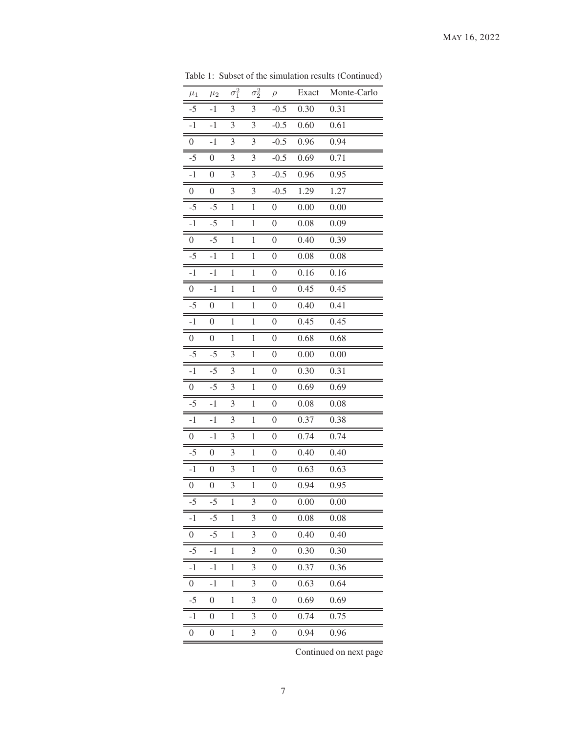Table 1: Subset of the simulation results (Continued)

| $\mu_1$ | $\mu_2$ | $\sigma_1^2$ | $\sigma_2^2$ | $\rho$ | Exact | Monte-Carlo |
|---|---|---|---|---|---|---|
| -5 | -1 | 3 | 3 | -0.5 | 0.30 | 0.31 |
| -1 | -1 | 3 | 3 | -0.5 | 0.60 | 0.61 |
| 0 | -1 | 3 | 3 | -0.5 | 0.96 | 0.94 |
| -5 | 0 | 3 | 3 | -0.5 | 0.69 | 0.71 |
| -1 | 0 | 3 | 3 | -0.5 | 0.96 | 0.95 |
| 0 | 0 | 3 | 3 | -0.5 | 1.29 | 1.27 |
| -5 | -5 | 1 | 1 | 0 | 0.00 | 0.00 |
| -1 | -5 | 1 | 1 | 0 | 0.08 | 0.09 |
| 0 | -5 | 1 | 1 | 0 | 0.40 | 0.39 |
| -5 | -1 | 1 | 1 | 0 | 0.08 | 0.08 |
| -1 | -1 | 1 | 1 | 0 | 0.16 | 0.16 |
| 0 | -1 | 1 | 1 | 0 | 0.45 | 0.45 |
| -5 | 0 | 1 | 1 | 0 | 0.40 | 0.41 |
| -1 | 0 | 1 | 1 | 0 | 0.45 | 0.45 |
| 0 | 0 | 1 | 1 | 0 | 0.68 | 0.68 |
| -5 | -5 | 3 | 1 | 0 | 0.00 | 0.00 |
| -1 | -5 | 3 | 1 | 0 | 0.30 | 0.31 |
| 0 | -5 | 3 | 1 | 0 | 0.69 | 0.69 |
| -5 | -1 | 3 | 1 | 0 | 0.08 | 0.08 |
| -1 | -1 | 3 | 1 | 0 | 0.37 | 0.38 |
| 0 | -1 | 3 | 1 | 0 | 0.74 | 0.74 |
| -5 | 0 | 3 | 1 | 0 | 0.40 | 0.40 |
| -1 | 0 | 3 | 1 | 0 | 0.63 | 0.63 |
| 0 | 0 | 3 | 1 | 0 | 0.94 | 0.95 |
| -5 | -5 | 1 | 3 | 0 | 0.00 | 0.00 |
| -1 | -5 | 1 | 3 | 0 | 0.08 | 0.08 |
| 0 | -5 | 1 | 3 | 0 | 0.40 | 0.40 |
| -5 | -1 | 1 | 3 | 0 | 0.30 | 0.30 |
| -1 | -1 | 1 | 3 | 0 | 0.37 | 0.36 |
| 0 | -1 | 1 | 3 | 0 | 0.63 | 0.64 |
| -5 | 0 | 1 | 3 | 0 | 0.69 | 0.69 |
| -1 | 0 | 1 | 3 | 0 | 0.74 | 0.75 |
| 0 | 0 | 1 | 3 | 0 | 0.94 | 0.96 |

Continued on next page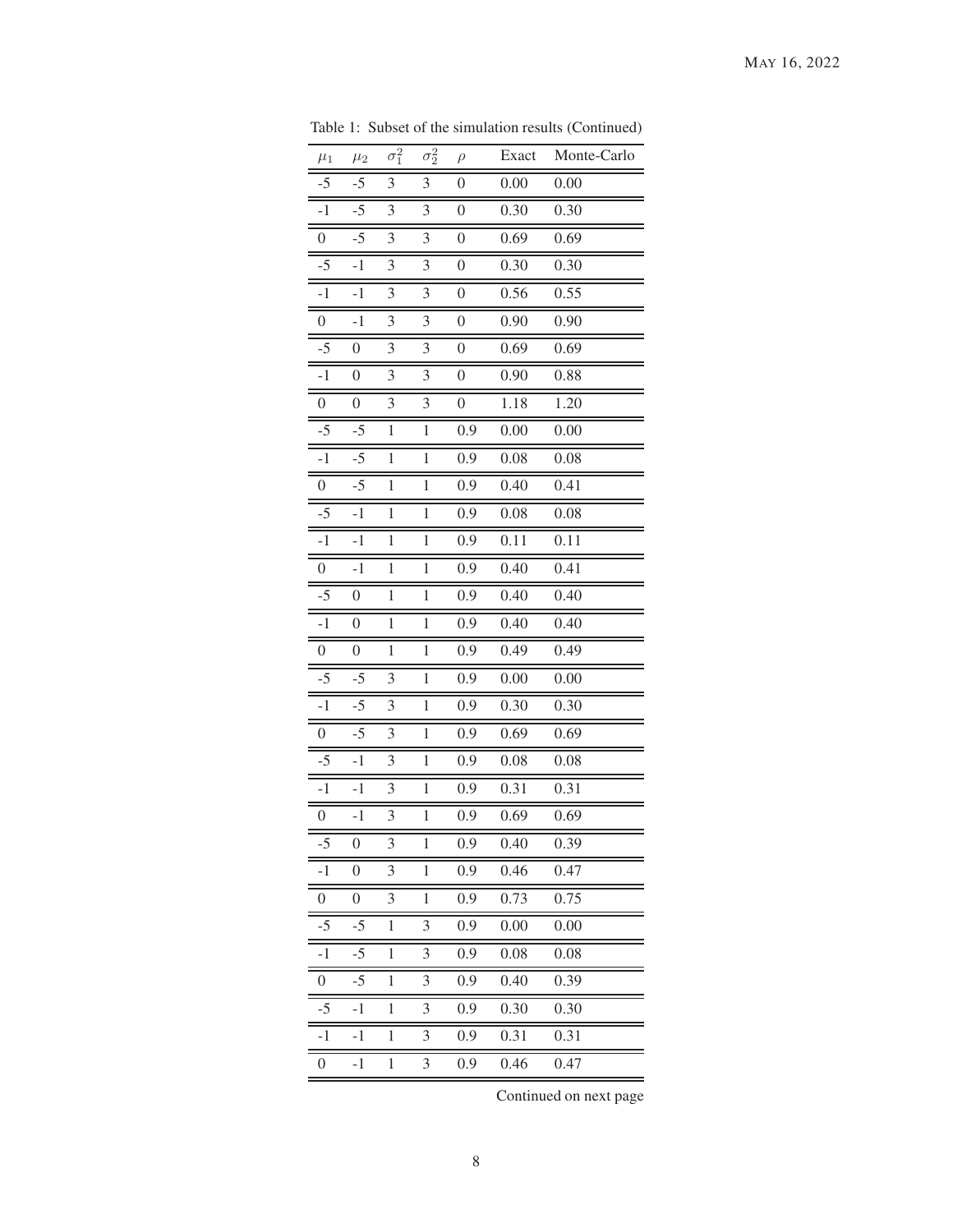Table 1: Subset of the simulation results (Continued)

| $\mu_1$ | $\mu_2$ | $\sigma_1^2$ | $\sigma_2^2$ | $\rho$ | Exact | Monte-Carlo |
|---|---|---|---|---|---|---|
| -5 | -5 | 3 | 3 | 0 | 0.00 | 0.00 |
| -1 | -5 | 3 | 3 | 0 | 0.30 | 0.30 |
| 0 | -5 | 3 | 3 | 0 | 0.69 | 0.69 |
| -5 | -1 | 3 | 3 | 0 | 0.30 | 0.30 |
| -1 | -1 | 3 | 3 | 0 | 0.56 | 0.55 |
| 0 | -1 | 3 | 3 | 0 | 0.90 | 0.90 |
| -5 | 0 | 3 | 3 | 0 | 0.69 | 0.69 |
| -1 | 0 | 3 | 3 | 0 | 0.90 | 0.88 |
| 0 | 0 | 3 | 3 | 0 | 1.18 | 1.20 |
| -5 | -5 | 1 | 1 | 0.9 | 0.00 | 0.00 |
| -1 | -5 | 1 | 1 | 0.9 | 0.08 | 0.08 |
| 0 | -5 | 1 | 1 | 0.9 | 0.40 | 0.41 |
| -5 | -1 | 1 | 1 | 0.9 | 0.08 | 0.08 |
| -1 | -1 | 1 | 1 | 0.9 | 0.11 | 0.11 |
| 0 | -1 | 1 | 1 | 0.9 | 0.40 | 0.41 |
| -5 | 0 | 1 | 1 | 0.9 | 0.40 | 0.40 |
| -1 | 0 | 1 | 1 | 0.9 | 0.40 | 0.40 |
| 0 | 0 | 1 | 1 | 0.9 | 0.49 | 0.49 |
| -5 | -5 | 3 | 1 | 0.9 | 0.00 | 0.00 |
| -1 | -5 | 3 | 1 | 0.9 | 0.30 | 0.30 |
| 0 | -5 | 3 | 1 | 0.9 | 0.69 | 0.69 |
| -5 | -1 | 3 | 1 | 0.9 | 0.08 | 0.08 |
| -1 | -1 | 3 | 1 | 0.9 | 0.31 | 0.31 |
| 0 | -1 | 3 | 1 | 0.9 | 0.69 | 0.69 |
| -5 | 0 | 3 | 1 | 0.9 | 0.40 | 0.39 |
| -1 | 0 | 3 | 1 | 0.9 | 0.46 | 0.47 |
| 0 | 0 | 3 | 1 | 0.9 | 0.73 | 0.75 |
| -5 | -5 | 1 | 3 | 0.9 | 0.00 | 0.00 |
| -1 | -5 | 1 | 3 | 0.9 | 0.08 | 0.08 |
| 0 | -5 | 1 | 3 | 0.9 | 0.40 | 0.39 |
| -5 | -1 | 1 | 3 | 0.9 | 0.30 | 0.30 |
| -1 | -1 | 1 | 3 | 0.9 | 0.31 | 0.31 |
| 0 | -1 | 1 | 3 | 0.9 | 0.46 | 0.47 |

Continued on next page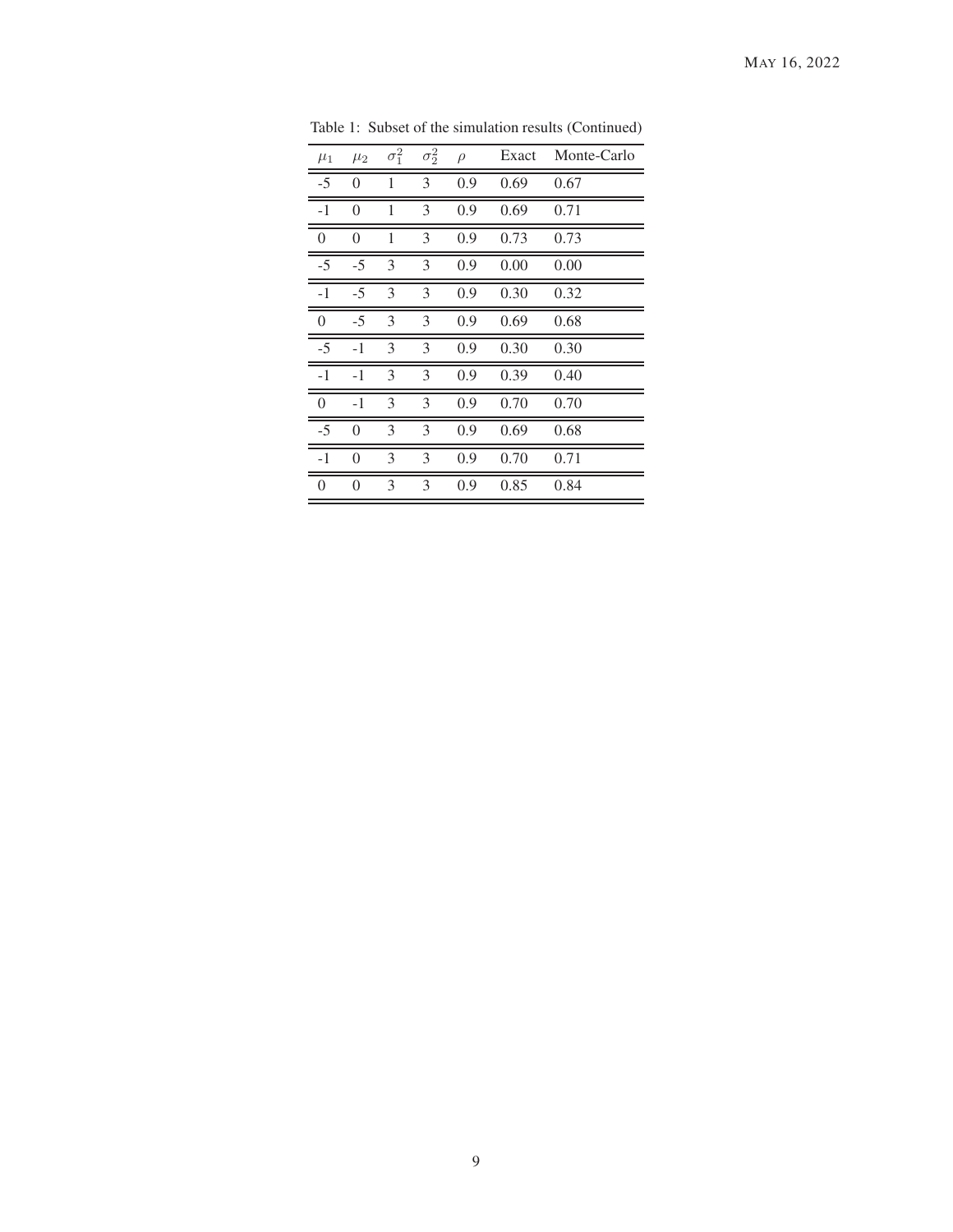Table 1: Subset of the simulation results (Continued)

| $\mu_1$ | $\mu_2$ | $\sigma_1^2$ | $\sigma_2^2$ | $\rho$ | Exact | Monte-Carlo |
|---|---|---|---|---|---|---|
| -5 | 0 | 1 | 3 | 0.9 | 0.69 | 0.67 |
| -1 | 0 | 1 | 3 | 0.9 | 0.69 | 0.71 |
| 0 | 0 | 1 | 3 | 0.9 | 0.73 | 0.73 |
| -5 | -5 | 3 | 3 | 0.9 | 0.00 | 0.00 |
| -1 | -5 | 3 | 3 | 0.9 | 0.30 | 0.32 |
| 0 | -5 | 3 | 3 | 0.9 | 0.69 | 0.68 |
| -5 | -1 | 3 | 3 | 0.9 | 0.30 | 0.30 |
| -1 | -1 | 3 | 3 | 0.9 | 0.39 | 0.40 |
| 0 | -1 | 3 | 3 | 0.9 | 0.70 | 0.70 |
| -5 | 0 | 3 | 3 | 0.9 | 0.69 | 0.68 |
| -1 | 0 | 3 | 3 | 0.9 | 0.70 | 0.71 |
| 0 | 0 | 3 | 3 | 0.9 | 0.85 | 0.84 |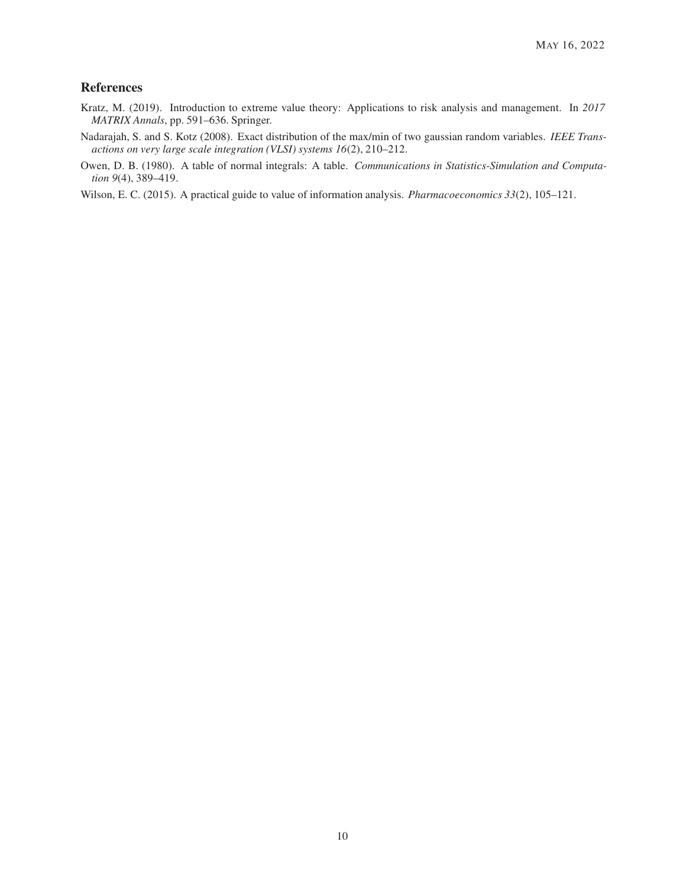## References

Kratz, M. (2019). Introduction to extreme value theory: Applications to risk analysis and management. In *2017 MATRIX Annals*, pp. 591–636. Springer.

Nadarajah, S. and S. Kotz (2008). Exact distribution of the max/min of two gaussian random variables. *IEEE Transactions on very large scale integration (VLSI) systems 16*(2), 210–212.

Owen, D. B. (1980). A table of normal integrals: A table. *Communications in Statistics-Simulation and Computation 9*(4), 389–419.

Wilson, E. C. (2015). A practical guide to value of information analysis. *Pharmacoeconomics 33*(2), 105–121.